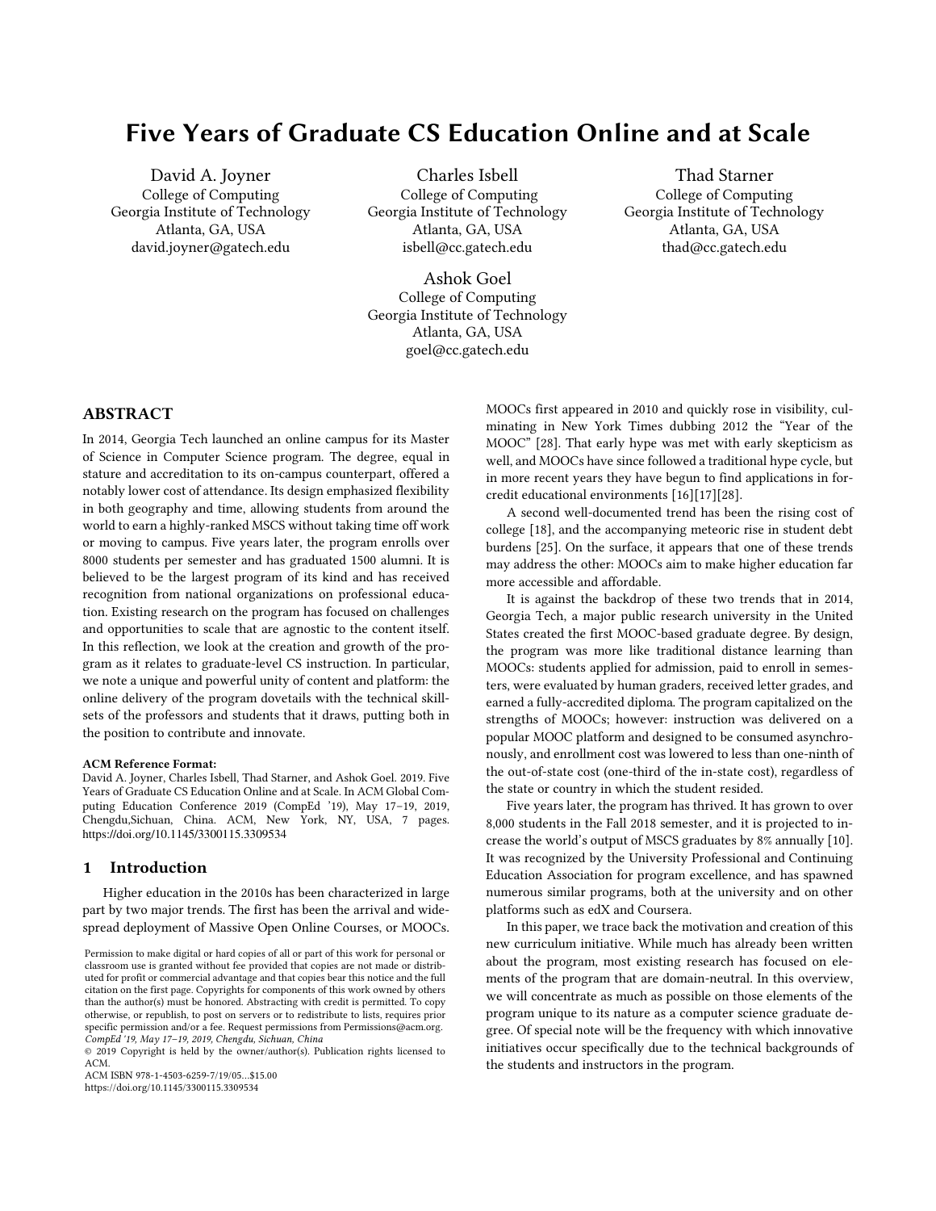# Five Years of Graduate CS Education Online and at Scale

David A. Joyner
College of Computing
Georgia Institute of Technology
Atlanta, GA, USA
david.joyner@gatech.edu

Charles Isbell
College of Computing
Georgia Institute of Technology
Atlanta, GA, USA
isbell@cc.gatech.edu

Thad Starner
College of Computing
Georgia Institute of Technology
Atlanta, GA, USA
thad@cc.gatech.edu

Ashok Goel
College of Computing
Georgia Institute of Technology
Atlanta, GA, USA
goel@cc.gatech.edu

## ABSTRACT

In 2014, Georgia Tech launched an online campus for its Master of Science in Computer Science program. The degree, equal in stature and accreditation to its on-campus counterpart, offered a notably lower cost of attendance. Its design emphasized flexibility in both geography and time, allowing students from around the world to earn a highly-ranked MSCS without taking time off work or moving to campus. Five years later, the program enrolls over 8000 students per semester and has graduated 1500 alumni. It is believed to be the largest program of its kind and has received recognition from national organizations on professional education. Existing research on the program has focused on challenges and opportunities to scale that are agnostic to the content itself. In this reflection, we look at the creation and growth of the program as it relates to graduate-level CS instruction. In particular, we note a unique and powerful unity of content and platform: the online delivery of the program dovetails with the technical skillsets of the professors and students that it draws, putting both in the position to contribute and innovate.

**ACM Reference Format:**
David A. Joyner, Charles Isbell, Thad Starner, and Ashok Goel. 2019. Five Years of Graduate CS Education Online and at Scale. In ACM Global Computing Education Conference 2019 (CompEd '19), May 17–19, 2019, Chengdu,Sichuan, China. ACM, New York, NY, USA, 7 pages. https://doi.org/10.1145/3300115.3309534

## 1 Introduction

Higher education in the 2010s has been characterized in large part by two major trends. The first has been the arrival and widespread deployment of Massive Open Online Courses, or MOOCs. MOOCs first appeared in 2010 and quickly rose in visibility, culminating in New York Times dubbing 2012 the "Year of the MOOC" [28]. That early hype was met with early skepticism as well, and MOOCs have since followed a traditional hype cycle, but in more recent years they have begun to find applications in for-credit educational environments [16][17][28].

A second well-documented trend has been the rising cost of college [18], and the accompanying meteoric rise in student debt burdens [25]. On the surface, it appears that one of these trends may address the other: MOOCs aim to make higher education far more accessible and affordable.

It is against the backdrop of these two trends that in 2014, Georgia Tech, a major public research university in the United States created the first MOOC-based graduate degree. By design, the program was more like traditional distance learning than MOOCs: students applied for admission, paid to enroll in semesters, were evaluated by human graders, received letter grades, and earned a fully-accredited diploma. The program capitalized on the strengths of MOOCs; however: instruction was delivered on a popular MOOC platform and designed to be consumed asynchronously, and enrollment cost was lowered to less than one-ninth of the out-of-state cost (one-third of the in-state cost), regardless of the state or country in which the student resided.

Five years later, the program has thrived. It has grown to over 8,000 students in the Fall 2018 semester, and it is projected to increase the world's output of MSCS graduates by 8% annually [10]. It was recognized by the University Professional and Continuing Education Association for program excellence, and has spawned numerous similar programs, both at the university and on other platforms such as edX and Coursera.

In this paper, we trace back the motivation and creation of this new curriculum initiative. While much has already been written about the program, most existing research has focused on elements of the program that are domain-neutral. In this overview, we will concentrate as much as possible on those elements of the program unique to its nature as a computer science graduate degree. Of special note will be the frequency with which innovative initiatives occur specifically due to the technical backgrounds of the students and instructors in the program.

Permission to make digital or hard copies of all or part of this work for personal or classroom use is granted without fee provided that copies are not made or distributed for profit or commercial advantage and that copies bear this notice and the full citation on the first page. Copyrights for components of this work owned by others than the author(s) must be honored. Abstracting with credit is permitted. To copy otherwise, or republish, to post on servers or to redistribute to lists, requires prior specific permission and/or a fee. Request permissions from Permissions@acm.org.
*CompEd '19, May 17–19, 2019, Chengdu, Sichuan, China*
© 2019 Copyright is held by the owner/author(s). Publication rights licensed to ACM.
ACM ISBN 978-1-4503-6259-7/19/05...$15.00
https://doi.org/10.1145/3300115.3309534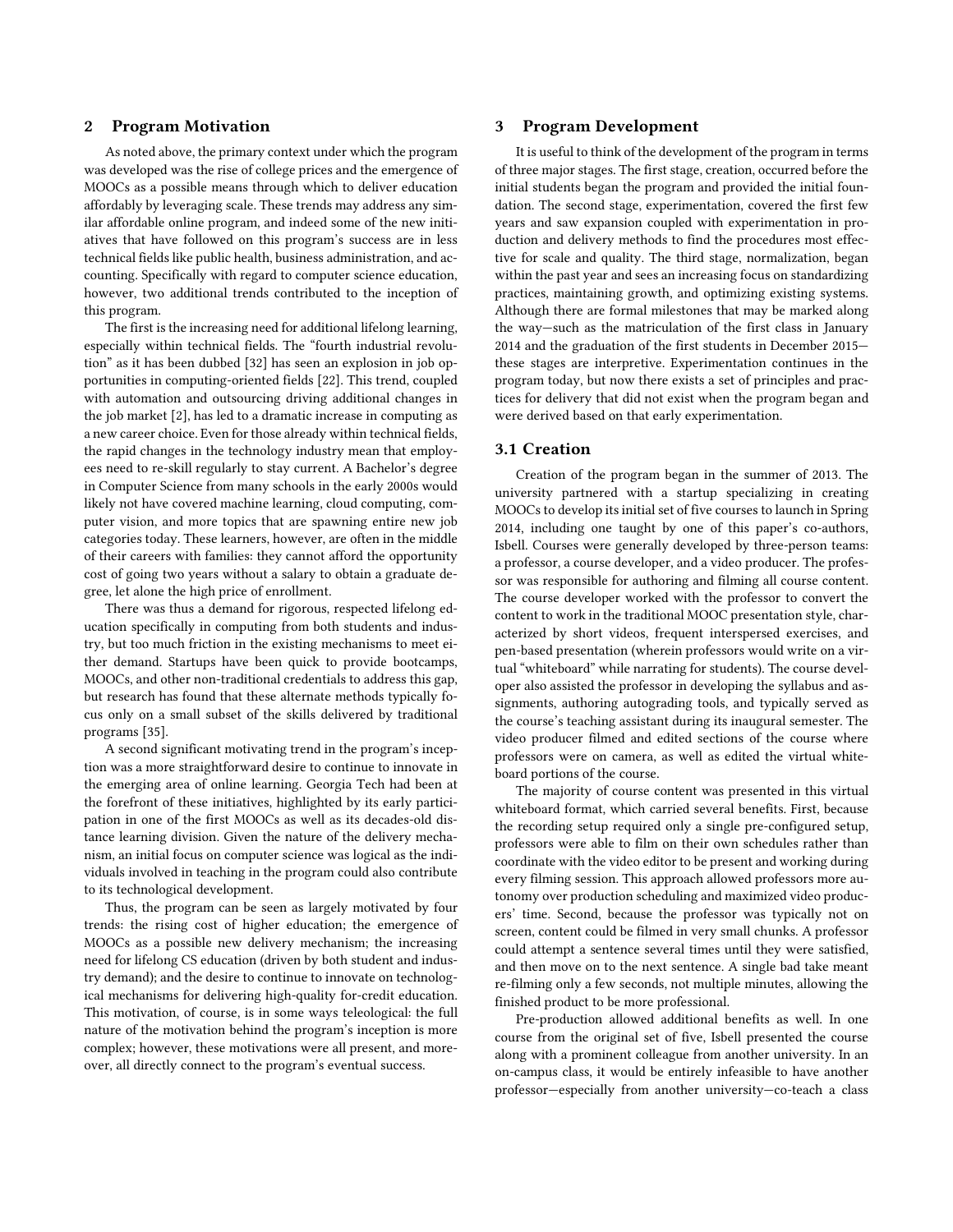## 2 Program Motivation

As noted above, the primary context under which the program was developed was the rise of college prices and the emergence of MOOCs as a possible means through which to deliver education affordably by leveraging scale. These trends may address any similar affordable online program, and indeed some of the new initiatives that have followed on this program's success are in less technical fields like public health, business administration, and accounting. Specifically with regard to computer science education, however, two additional trends contributed to the inception of this program.

The first is the increasing need for additional lifelong learning, especially within technical fields. The "fourth industrial revolution" as it has been dubbed [32] has seen an explosion in job opportunities in computing-oriented fields [22]. This trend, coupled with automation and outsourcing driving additional changes in the job market [2], has led to a dramatic increase in computing as a new career choice. Even for those already within technical fields, the rapid changes in the technology industry mean that employees need to re-skill regularly to stay current. A Bachelor's degree in Computer Science from many schools in the early 2000s would likely not have covered machine learning, cloud computing, computer vision, and more topics that are spawning entire new job categories today. These learners, however, are often in the middle of their careers with families: they cannot afford the opportunity cost of going two years without a salary to obtain a graduate degree, let alone the high price of enrollment.

There was thus a demand for rigorous, respected lifelong education specifically in computing from both students and industry, but too much friction in the existing mechanisms to meet either demand. Startups have been quick to provide bootcamps, MOOCs, and other non-traditional credentials to address this gap, but research has found that these alternate methods typically focus only on a small subset of the skills delivered by traditional programs [35].

A second significant motivating trend in the program's inception was a more straightforward desire to continue to innovate in the emerging area of online learning. Georgia Tech had been at the forefront of these initiatives, highlighted by its early participation in one of the first MOOCs as well as its decades-old distance learning division. Given the nature of the delivery mechanism, an initial focus on computer science was logical as the individuals involved in teaching in the program could also contribute to its technological development.

Thus, the program can be seen as largely motivated by four trends: the rising cost of higher education; the emergence of MOOCs as a possible new delivery mechanism; the increasing need for lifelong CS education (driven by both student and industry demand); and the desire to continue to innovate on technological mechanisms for delivering high-quality for-credit education. This motivation, of course, is in some ways teleological: the full nature of the motivation behind the program's inception is more complex; however, these motivations were all present, and moreover, all directly connect to the program's eventual success.

## 3 Program Development

It is useful to think of the development of the program in terms of three major stages. The first stage, creation, occurred before the initial students began the program and provided the initial foundation. The second stage, experimentation, covered the first few years and saw expansion coupled with experimentation in production and delivery methods to find the procedures most effective for scale and quality. The third stage, normalization, began within the past year and sees an increasing focus on standardizing practices, maintaining growth, and optimizing existing systems. Although there are formal milestones that may be marked along the way—such as the matriculation of the first class in January 2014 and the graduation of the first students in December 2015—these stages are interpretive. Experimentation continues in the program today, but now there exists a set of principles and practices for delivery that did not exist when the program began and were derived based on that early experimentation.

### 3.1 Creation

Creation of the program began in the summer of 2013. The university partnered with a startup specializing in creating MOOCs to develop its initial set of five courses to launch in Spring 2014, including one taught by one of this paper's co-authors, Isbell. Courses were generally developed by three-person teams: a professor, a course developer, and a video producer. The professor was responsible for authoring and filming all course content. The course developer worked with the professor to convert the content to work in the traditional MOOC presentation style, characterized by short videos, frequent interspersed exercises, and pen-based presentation (wherein professors would write on a virtual "whiteboard" while narrating for students). The course developer also assisted the professor in developing the syllabus and assignments, authoring autograding tools, and typically served as the course's teaching assistant during its inaugural semester. The video producer filmed and edited sections of the course where professors were on camera, as well as edited the virtual whiteboard portions of the course.

The majority of course content was presented in this virtual whiteboard format, which carried several benefits. First, because the recording setup required only a single pre-configured setup, professors were able to film on their own schedules rather than coordinate with the video editor to be present and working during every filming session. This approach allowed professors more autonomy over production scheduling and maximized video producers' time. Second, because the professor was typically not on screen, content could be filmed in very small chunks. A professor could attempt a sentence several times until they were satisfied, and then move on to the next sentence. A single bad take meant re-filming only a few seconds, not multiple minutes, allowing the finished product to be more professional.

Pre-production allowed additional benefits as well. In one course from the original set of five, Isbell presented the course along with a prominent colleague from another university. In an on-campus class, it would be entirely infeasible to have another professor—especially from another university—co-teach a class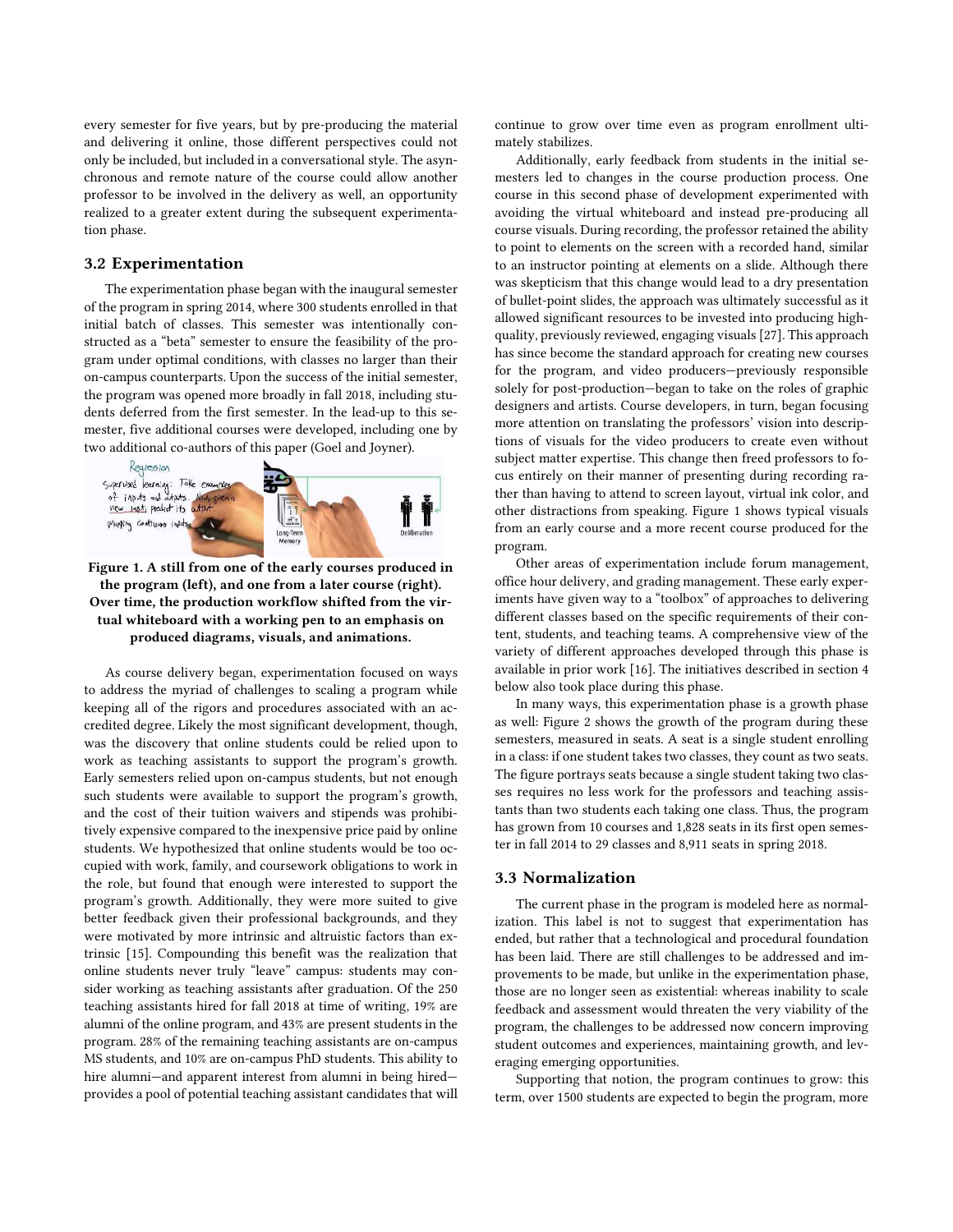every semester for five years, but by pre-producing the material and delivering it online, those different perspectives could not only be included, but included in a conversational style. The asynchronous and remote nature of the course could allow another professor to be involved in the delivery as well, an opportunity realized to a greater extent during the subsequent experimentation phase.

### 3.2 Experimentation

The experimentation phase began with the inaugural semester of the program in spring 2014, where 300 students enrolled in that initial batch of classes. This semester was intentionally constructed as a "beta" semester to ensure the feasibility of the program under optimal conditions, with classes no larger than their on-campus counterparts. Upon the success of the initial semester, the program was opened more broadly in fall 2018, including students deferred from the first semester. In the lead-up to this semester, five additional courses were developed, including one by two additional co-authors of this paper (Goel and Joyner).

**Figure 1. A still from one of the early courses produced in the program (left), and one from a later course (right). Over time, the production workflow shifted from the virtual whiteboard with a working pen to an emphasis on produced diagrams, visuals, and animations.**

As course delivery began, experimentation focused on ways to address the myriad of challenges to scaling a program while keeping all of the rigors and procedures associated with an accredited degree. Likely the most significant development, though, was the discovery that online students could be relied upon to work as teaching assistants to support the program's growth. Early semesters relied upon on-campus students, but not enough such students were available to support the program's growth, and the cost of their tuition waivers and stipends was prohibitively expensive compared to the inexpensive price paid by online students. We hypothesized that online students would be too occupied with work, family, and coursework obligations to work in the role, but found that enough were interested to support the program's growth. Additionally, they were more suited to give better feedback given their professional backgrounds, and they were motivated by more intrinsic and altruistic factors than extrinsic [15]. Compounding this benefit was the realization that online students never truly "leave" campus: students may consider working as teaching assistants after graduation. Of the 250 teaching assistants hired for fall 2018 at time of writing, 19% are alumni of the online program, and 43% are present students in the program. 28% of the remaining teaching assistants are on-campus MS students, and 10% are on-campus PhD students. This ability to hire alumni—and apparent interest from alumni in being hired—provides a pool of potential teaching assistant candidates that will continue to grow over time even as program enrollment ultimately stabilizes.

Additionally, early feedback from students in the initial semesters led to changes in the course production process. One course in this second phase of development experimented with avoiding the virtual whiteboard and instead pre-producing all course visuals. During recording, the professor retained the ability to point to elements on the screen with a recorded hand, similar to an instructor pointing at elements on a slide. Although there was skepticism that this change would lead to a dry presentation of bullet-point slides, the approach was ultimately successful as it allowed significant resources to be invested into producing high-quality, previously reviewed, engaging visuals [27]. This approach has since become the standard approach for creating new courses for the program, and video producers—previously responsible solely for post-production—began to take on the roles of graphic designers and artists. Course developers, in turn, began focusing more attention on translating the professors' vision into descriptions of visuals for the video producers to create even without subject matter expertise. This change then freed professors to focus entirely on their manner of presenting during recording rather than having to attend to screen layout, virtual ink color, and other distractions from speaking. Figure 1 shows typical visuals from an early course and a more recent course produced for the program.

Other areas of experimentation include forum management, office hour delivery, and grading management. These early experiments have given way to a "toolbox" of approaches to delivering different classes based on the specific requirements of their content, students, and teaching teams. A comprehensive view of the variety of different approaches developed through this phase is available in prior work [16]. The initiatives described in section 4 below also took place during this phase.

In many ways, this experimentation phase is a growth phase as well: Figure 2 shows the growth of the program during these semesters, measured in seats. A seat is a single student enrolling in a class: if one student takes two classes, they count as two seats. The figure portrays seats because a single student taking two classes requires no less work for the professors and teaching assistants than two students each taking one class. Thus, the program has grown from 10 courses and 1,828 seats in its first open semester in fall 2014 to 29 classes and 8,911 seats in spring 2018.

### 3.3 Normalization

The current phase in the program is modeled here as normalization. This label is not to suggest that experimentation has ended, but rather that a technological and procedural foundation has been laid. There are still challenges to be addressed and improvements to be made, but unlike in the experimentation phase, those are no longer seen as existential: whereas inability to scale feedback and assessment would threaten the very viability of the program, the challenges to be addressed now concern improving student outcomes and experiences, maintaining growth, and leveraging emerging opportunities.

Supporting that notion, the program continues to grow: this term, over 1500 students are expected to begin the program, more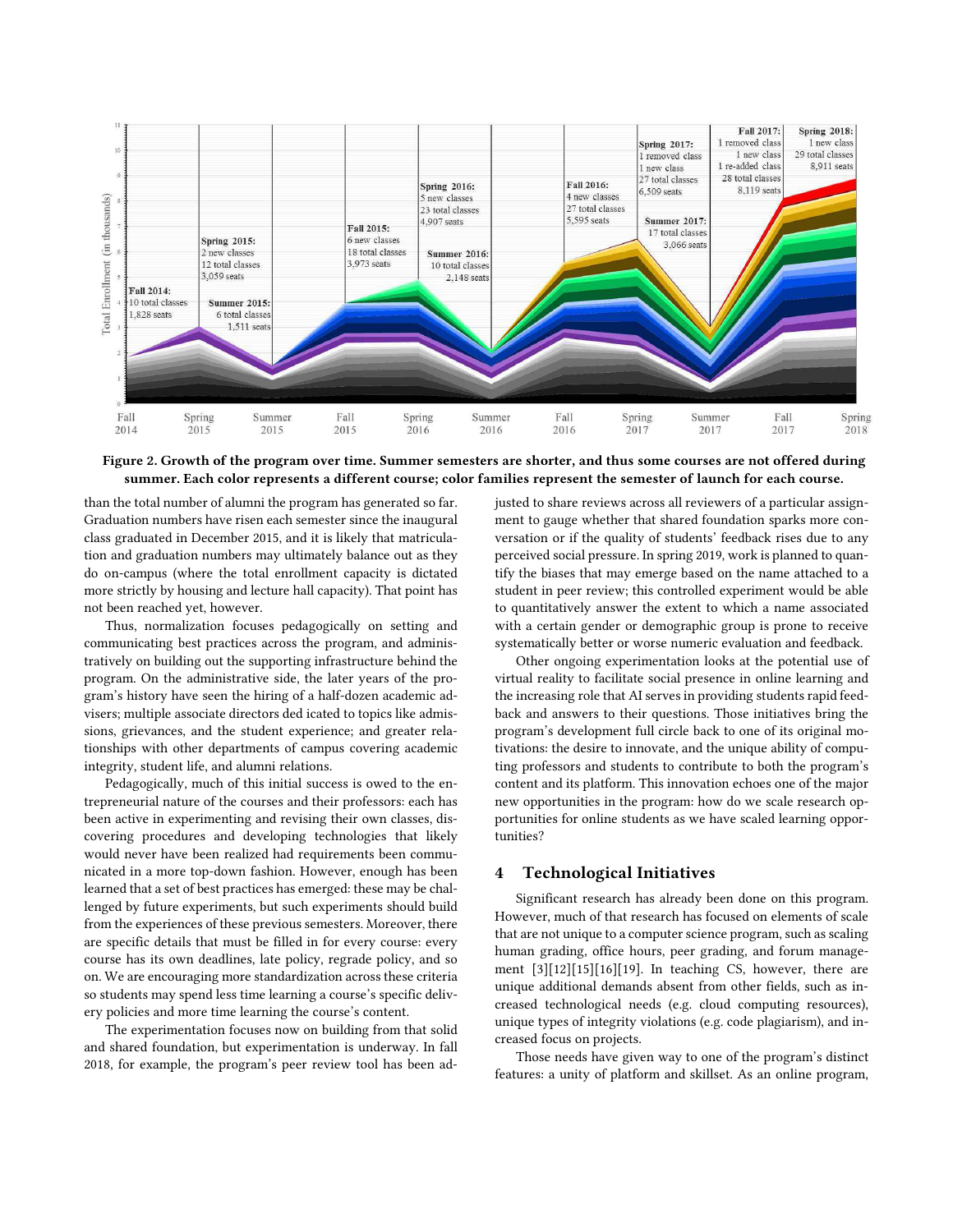Total Enrollment (in thousands)

Fall 2014: 10 total classes 1,828 seats

Spring 2015: 2 new classes 12 total classes 3,059 seats

Summer 2015: 6 total classes 1,511 seats

Fall 2015: 6 new classes 18 total classes 3,973 seats

Spring 2016: 5 new classes 23 total classes 4,907 seats

Summer 2016: 10 total classes 2,148 seats

Fall 2016: 4 new classes 27 total classes 5,595 seats

Spring 2017: 1 removed class 1 new class 27 total classes 6,509 seats

Summer 2017: 17 total classes 3,066 seats

Fall 2017: 1 removed class 1 new class 1 re-added class 28 total classes 8,119 seats

Spring 2018: 1 new class 29 total classes 8,911 seats

Fall 2014, Spring 2015, Summer 2015, Fall 2015, Spring 2016, Summer 2016, Fall 2016, Spring 2017, Summer 2017, Fall 2017, Spring 2018

**Figure 2. Growth of the program over time. Summer semesters are shorter, and thus some courses are not offered during summer. Each color represents a different course; color families represent the semester of launch for each course.**

than the total number of alumni the program has generated so far. Graduation numbers have risen each semester since the inaugural class graduated in December 2015, and it is likely that matriculation and graduation numbers may ultimately balance out as they do on-campus (where the total enrollment capacity is dictated more strictly by housing and lecture hall capacity). That point has not been reached yet, however.

Thus, normalization focuses pedagogically on setting and communicating best practices across the program, and administratively on building out the supporting infrastructure behind the program. On the administrative side, the later years of the program's history have seen the hiring of a half-dozen academic advisers; multiple associate directors ded icated to topics like admissions, grievances, and the student experience; and greater relationships with other departments of campus covering academic integrity, student life, and alumni relations.

Pedagogically, much of this initial success is owed to the entrepreneurial nature of the courses and their professors: each has been active in experimenting and revising their own classes, discovering procedures and developing technologies that likely would never have been realized had requirements been communicated in a more top-down fashion. However, enough has been learned that a set of best practices has emerged: these may be challenged by future experiments, but such experiments should build from the experiences of these previous semesters. Moreover, there are specific details that must be filled in for every course: every course has its own deadlines, late policy, regrade policy, and so on. We are encouraging more standardization across these criteria so students may spend less time learning a course's specific delivery policies and more time learning the course's content.

The experimentation focuses now on building from that solid and shared foundation, but experimentation is underway. In fall 2018, for example, the program's peer review tool has been adjusted to share reviews across all reviewers of a particular assignment to gauge whether that shared foundation sparks more conversation or if the quality of students' feedback rises due to any perceived social pressure. In spring 2019, work is planned to quantify the biases that may emerge based on the name attached to a student in peer review; this controlled experiment would be able to quantitatively answer the extent to which a name associated with a certain gender or demographic group is prone to receive systematically better or worse numeric evaluation and feedback.

Other ongoing experimentation looks at the potential use of virtual reality to facilitate social presence in online learning and the increasing role that AI serves in providing students rapid feedback and answers to their questions. Those initiatives bring the program's development full circle back to one of its original motivations: the desire to innovate, and the unique ability of computing professors and students to contribute to both the program's content and its platform. This innovation echoes one of the major new opportunities in the program: how do we scale research opportunities for online students as we have scaled learning opportunities?

## 4 Technological Initiatives

Significant research has already been done on this program. However, much of that research has focused on elements of scale that are not unique to a computer science program, such as scaling human grading, office hours, peer grading, and forum management [3][12][15][16][19]. In teaching CS, however, there are unique additional demands absent from other fields, such as increased technological needs (e.g. cloud computing resources), unique types of integrity violations (e.g. code plagiarism), and increased focus on projects.

Those needs have given way to one of the program's distinct features: a unity of platform and skillset. As an online program,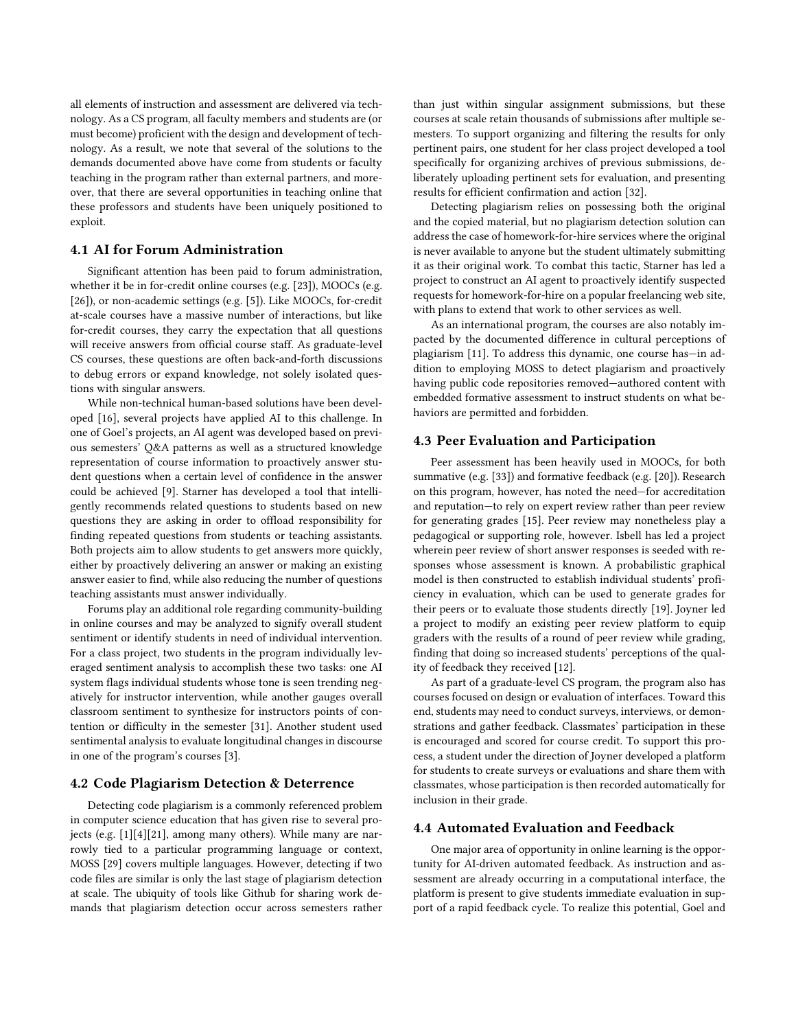all elements of instruction and assessment are delivered via technology. As a CS program, all faculty members and students are (or must become) proficient with the design and development of technology. As a result, we note that several of the solutions to the demands documented above have come from students or faculty teaching in the program rather than external partners, and moreover, that there are several opportunities in teaching online that these professors and students have been uniquely positioned to exploit.

## 4.1 AI for Forum Administration

Significant attention has been paid to forum administration, whether it be in for-credit online courses (e.g. [23]), MOOCs (e.g. [26]), or non-academic settings (e.g. [5]). Like MOOCs, for-credit at-scale courses have a massive number of interactions, but like for-credit courses, they carry the expectation that all questions will receive answers from official course staff. As graduate-level CS courses, these questions are often back-and-forth discussions to debug errors or expand knowledge, not solely isolated questions with singular answers.

While non-technical human-based solutions have been developed [16], several projects have applied AI to this challenge. In one of Goel's projects, an AI agent was developed based on previous semesters' Q&A patterns as well as a structured knowledge representation of course information to proactively answer student questions when a certain level of confidence in the answer could be achieved [9]. Starner has developed a tool that intelligently recommends related questions to students based on new questions they are asking in order to offload responsibility for finding repeated questions from students or teaching assistants. Both projects aim to allow students to get answers more quickly, either by proactively delivering an answer or making an existing answer easier to find, while also reducing the number of questions teaching assistants must answer individually.

Forums play an additional role regarding community-building in online courses and may be analyzed to signify overall student sentiment or identify students in need of individual intervention. For a class project, two students in the program individually leveraged sentiment analysis to accomplish these two tasks: one AI system flags individual students whose tone is seen trending negatively for instructor intervention, while another gauges overall classroom sentiment to synthesize for instructors points of contention or difficulty in the semester [31]. Another student used sentimental analysis to evaluate longitudinal changes in discourse in one of the program's courses [3].

## 4.2 Code Plagiarism Detection & Deterrence

Detecting code plagiarism is a commonly referenced problem in computer science education that has given rise to several projects (e.g. [1][4][21], among many others). While many are narrowly tied to a particular programming language or context, MOSS [29] covers multiple languages. However, detecting if two code files are similar is only the last stage of plagiarism detection at scale. The ubiquity of tools like Github for sharing work demands that plagiarism detection occur across semesters rather than just within singular assignment submissions, but these courses at scale retain thousands of submissions after multiple semesters. To support organizing and filtering the results for only pertinent pairs, one student for her class project developed a tool specifically for organizing archives of previous submissions, deliberately uploading pertinent sets for evaluation, and presenting results for efficient confirmation and action [32].

Detecting plagiarism relies on possessing both the original and the copied material, but no plagiarism detection solution can address the case of homework-for-hire services where the original is never available to anyone but the student ultimately submitting it as their original work. To combat this tactic, Starner has led a project to construct an AI agent to proactively identify suspected requests for homework-for-hire on a popular freelancing web site, with plans to extend that work to other services as well.

As an international program, the courses are also notably impacted by the documented difference in cultural perceptions of plagiarism [11]. To address this dynamic, one course has—in addition to employing MOSS to detect plagiarism and proactively having public code repositories removed—authored content with embedded formative assessment to instruct students on what behaviors are permitted and forbidden.

## 4.3 Peer Evaluation and Participation

Peer assessment has been heavily used in MOOCs, for both summative (e.g. [33]) and formative feedback (e.g. [20]). Research on this program, however, has noted the need—for accreditation and reputation—to rely on expert review rather than peer review for generating grades [15]. Peer review may nonetheless play a pedagogical or supporting role, however. Isbell has led a project wherein peer review of short answer responses is seeded with responses whose assessment is known. A probabilistic graphical model is then constructed to establish individual students' proficiency in evaluation, which can be used to generate grades for their peers or to evaluate those students directly [19]. Joyner led a project to modify an existing peer review platform to equip graders with the results of a round of peer review while grading, finding that doing so increased students' perceptions of the quality of feedback they received [12].

As part of a graduate-level CS program, the program also has courses focused on design or evaluation of interfaces. Toward this end, students may need to conduct surveys, interviews, or demonstrations and gather feedback. Classmates' participation in these is encouraged and scored for course credit. To support this process, a student under the direction of Joyner developed a platform for students to create surveys or evaluations and share them with classmates, whose participation is then recorded automatically for inclusion in their grade.

## 4.4 Automated Evaluation and Feedback

One major area of opportunity in online learning is the opportunity for AI-driven automated feedback. As instruction and assessment are already occurring in a computational interface, the platform is present to give students immediate evaluation in support of a rapid feedback cycle. To realize this potential, Goel and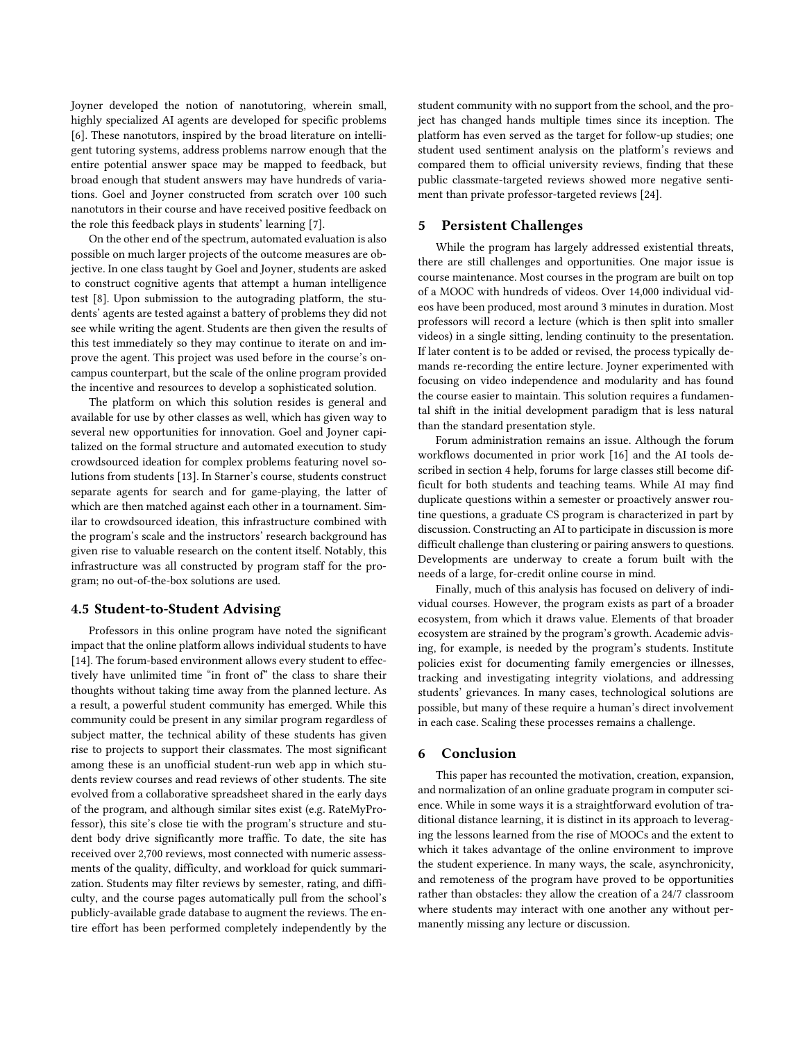Joyner developed the notion of nanotutoring, wherein small, highly specialized AI agents are developed for specific problems [6]. These nanotutors, inspired by the broad literature on intelligent tutoring systems, address problems narrow enough that the entire potential answer space may be mapped to feedback, but broad enough that student answers may have hundreds of variations. Goel and Joyner constructed from scratch over 100 such nanotutors in their course and have received positive feedback on the role this feedback plays in students' learning [7].

On the other end of the spectrum, automated evaluation is also possible on much larger projects of the outcome measures are objective. In one class taught by Goel and Joyner, students are asked to construct cognitive agents that attempt a human intelligence test [8]. Upon submission to the autograding platform, the students' agents are tested against a battery of problems they did not see while writing the agent. Students are then given the results of this test immediately so they may continue to iterate on and improve the agent. This project was used before in the course's on-campus counterpart, but the scale of the online program provided the incentive and resources to develop a sophisticated solution.

The platform on which this solution resides is general and available for use by other classes as well, which has given way to several new opportunities for innovation. Goel and Joyner capitalized on the formal structure and automated execution to study crowdsourced ideation for complex problems featuring novel solutions from students [13]. In Starner's course, students construct separate agents for search and for game-playing, the latter of which are then matched against each other in a tournament. Similar to crowdsourced ideation, this infrastructure combined with the program's scale and the instructors' research background has given rise to valuable research on the content itself. Notably, this infrastructure was all constructed by program staff for the program; no out-of-the-box solutions are used.

### 4.5 Student-to-Student Advising

Professors in this online program have noted the significant impact that the online platform allows individual students to have [14]. The forum-based environment allows every student to effectively have unlimited time "in front of" the class to share their thoughts without taking time away from the planned lecture. As a result, a powerful student community has emerged. While this community could be present in any similar program regardless of subject matter, the technical ability of these students has given rise to projects to support their classmates. The most significant among these is an unofficial student-run web app in which students review courses and read reviews of other students. The site evolved from a collaborative spreadsheet shared in the early days of the program, and although similar sites exist (e.g. RateMyProfessor), this site's close tie with the program's structure and student body drive significantly more traffic. To date, the site has received over 2,700 reviews, most connected with numeric assessments of the quality, difficulty, and workload for quick summarization. Students may filter reviews by semester, rating, and difficulty, and the course pages automatically pull from the school's publicly-available grade database to augment the reviews. The entire effort has been performed completely independently by the student community with no support from the school, and the project has changed hands multiple times since its inception. The platform has even served as the target for follow-up studies; one student used sentiment analysis on the platform's reviews and compared them to official university reviews, finding that these public classmate-targeted reviews showed more negative sentiment than private professor-targeted reviews [24].

## 5 Persistent Challenges

While the program has largely addressed existential threats, there are still challenges and opportunities. One major issue is course maintenance. Most courses in the program are built on top of a MOOC with hundreds of videos. Over 14,000 individual videos have been produced, most around 3 minutes in duration. Most professors will record a lecture (which is then split into smaller videos) in a single sitting, lending continuity to the presentation. If later content is to be added or revised, the process typically demands re-recording the entire lecture. Joyner experimented with focusing on video independence and modularity and has found the course easier to maintain. This solution requires a fundamental shift in the initial development paradigm that is less natural than the standard presentation style.

Forum administration remains an issue. Although the forum workflows documented in prior work [16] and the AI tools described in section 4 help, forums for large classes still become difficult for both students and teaching teams. While AI may find duplicate questions within a semester or proactively answer routine questions, a graduate CS program is characterized in part by discussion. Constructing an AI to participate in discussion is more difficult challenge than clustering or pairing answers to questions. Developments are underway to create a forum built with the needs of a large, for-credit online course in mind.

Finally, much of this analysis has focused on delivery of individual courses. However, the program exists as part of a broader ecosystem, from which it draws value. Elements of that broader ecosystem are strained by the program's growth. Academic advising, for example, is needed by the program's students. Institute policies exist for documenting family emergencies or illnesses, tracking and investigating integrity violations, and addressing students' grievances. In many cases, technological solutions are possible, but many of these require a human's direct involvement in each case. Scaling these processes remains a challenge.

## 6 Conclusion

This paper has recounted the motivation, creation, expansion, and normalization of an online graduate program in computer science. While in some ways it is a straightforward evolution of traditional distance learning, it is distinct in its approach to leveraging the lessons learned from the rise of MOOCs and the extent to which it takes advantage of the online environment to improve the student experience. In many ways, the scale, asynchronicity, and remoteness of the program have proved to be opportunities rather than obstacles: they allow the creation of a 24/7 classroom where students may interact with one another any without permanently missing any lecture or discussion.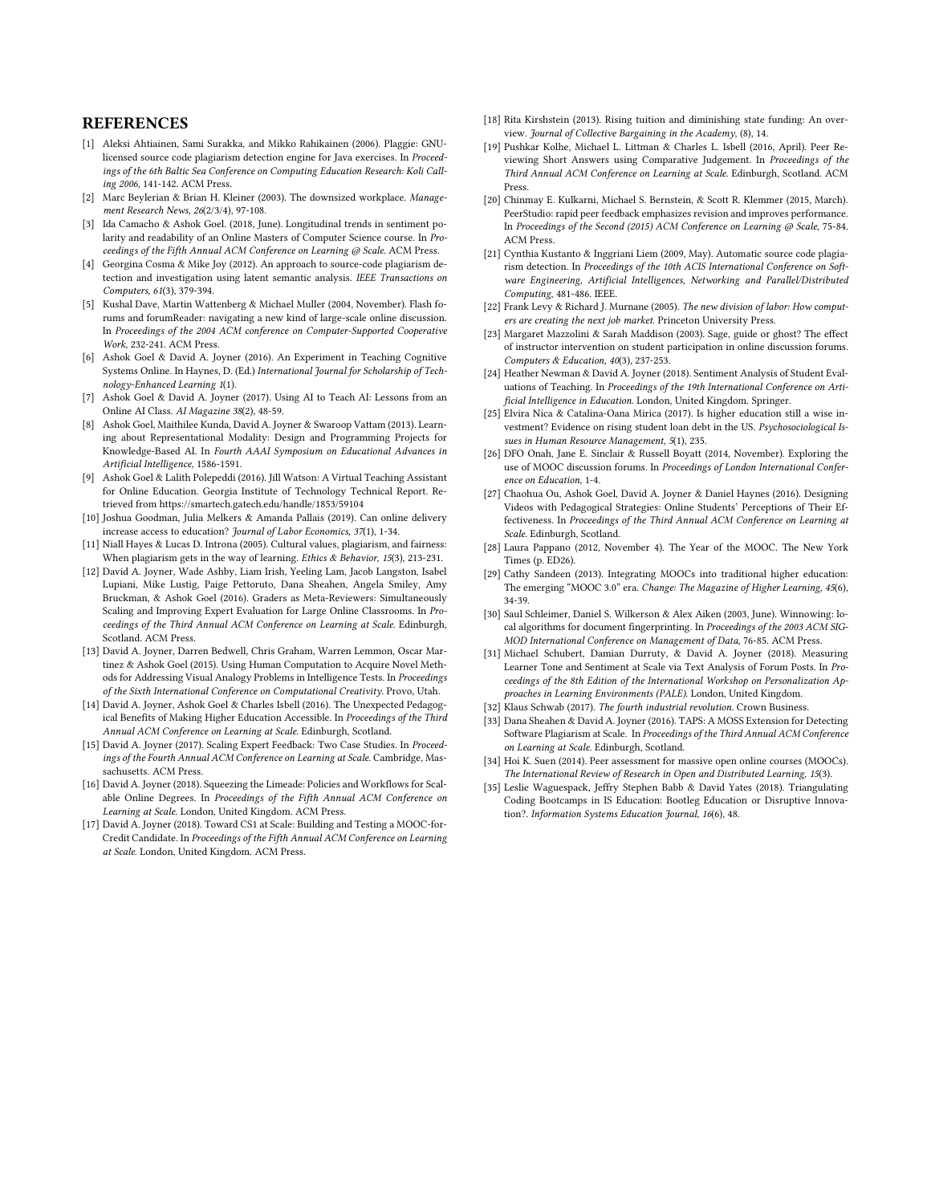## REFERENCES

[1] Aleksi Ahtiainen, Sami Surakka, and Mikko Rahikainen (2006). Plaggie: GNU-licensed source code plagiarism detection engine for Java exercises. In *Proceedings of the 6th Baltic Sea Conference on Computing Education Research: Koli Calling 2006*, 141-142. ACM Press.

[2] Marc Beylerian & Brian H. Kleiner (2003). The downsized workplace. *Management Research News, 26*(2/3/4), 97-108.

[3] Ida Camacho & Ashok Goel. (2018, June). Longitudinal trends in sentiment polarity and readability of an Online Masters of Computer Science course. In *Proceedings of the Fifth Annual ACM Conference on Learning @ Scale*. ACM Press.

[4] Georgina Cosma & Mike Joy (2012). An approach to source-code plagiarism detection and investigation using latent semantic analysis. *IEEE Transactions on Computers, 61*(3), 379-394.

[5] Kushal Dave, Martin Wattenberg & Michael Muller (2004, November). Flash forums and forumReader: navigating a new kind of large-scale online discussion. In *Proceedings of the 2004 ACM conference on Computer-Supported Cooperative Work*, 232-241. ACM Press.

[6] Ashok Goel & David A. Joyner (2016). An Experiment in Teaching Cognitive Systems Online. In Haynes, D. (Ed.) *International Journal for Scholarship of Technology-Enhanced Learning 1*(1).

[7] Ashok Goel & David A. Joyner (2017). Using AI to Teach AI: Lessons from an Online AI Class. *AI Magazine 38*(2), 48-59.

[8] Ashok Goel, Maithilee Kunda, David A. Joyner & Swaroop Vattam (2013). Learning about Representational Modality: Design and Programming Projects for Knowledge-Based AI. In *Fourth AAAI Symposium on Educational Advances in Artificial Intelligence*, 1586-1591.

[9] Ashok Goel & Lalith Polepeddi (2016). Jill Watson: A Virtual Teaching Assistant for Online Education. Georgia Institute of Technology Technical Report. Retrieved from https://smartech.gatech.edu/handle/1853/59104

[10] Joshua Goodman, Julia Melkers & Amanda Pallais (2019). Can online delivery increase access to education? *Journal of Labor Economics, 37*(1), 1-34.

[11] Niall Hayes & Lucas D. Introna (2005). Cultural values, plagiarism, and fairness: When plagiarism gets in the way of learning. *Ethics & Behavior, 15*(3), 213-231.

[12] David A. Joyner, Wade Ashby, Liam Irish, Yeeling Lam, Jacob Langston, Isabel Lupiani, Mike Lustig, Paige Pettoruto, Dana Sheahen, Angela Smiley, Amy Bruckman, & Ashok Goel (2016). Graders as Meta-Reviewers: Simultaneously Scaling and Improving Expert Evaluation for Large Online Classrooms. In *Proceedings of the Third Annual ACM Conference on Learning at Scale*. Edinburgh, Scotland. ACM Press.

[13] David A. Joyner, Darren Bedwell, Chris Graham, Warren Lemmon, Oscar Martinez & Ashok Goel (2015). Using Human Computation to Acquire Novel Methods for Addressing Visual Analogy Problems in Intelligence Tests. In *Proceedings of the Sixth International Conference on Computational Creativity*. Provo, Utah.

[14] David A. Joyner, Ashok Goel & Charles Isbell (2016). The Unexpected Pedagogical Benefits of Making Higher Education Accessible. In *Proceedings of the Third Annual ACM Conference on Learning at Scale*. Edinburgh, Scotland.

[15] David A. Joyner (2017). Scaling Expert Feedback: Two Case Studies. In *Proceedings of the Fourth Annual ACM Conference on Learning at Scale*. Cambridge, Massachusetts. ACM Press.

[16] David A. Joyner (2018). Squeezing the Limeade: Policies and Workflows for Scalable Online Degrees. In *Proceedings of the Fifth Annual ACM Conference on Learning at Scale*. London, United Kingdom. ACM Press.

[17] David A. Joyner (2018). Toward CS1 at Scale: Building and Testing a MOOC-for-Credit Candidate. In *Proceedings of the Fifth Annual ACM Conference on Learning at Scale*. London, United Kingdom. ACM Press.

[18] Rita Kirshstein (2013). Rising tuition and diminishing state funding: An overview. *Journal of Collective Bargaining in the Academy*, (8), 14.

[19] Pushkar Kolhe, Michael L. Littman & Charles L. Isbell (2016, April). Peer Reviewing Short Answers using Comparative Judgement. In *Proceedings of the Third Annual ACM Conference on Learning at Scale*. Edinburgh, Scotland. ACM Press.

[20] Chinmay E. Kulkarni, Michael S. Bernstein, & Scott R. Klemmer (2015, March). PeerStudio: rapid peer feedback emphasizes revision and improves performance. In *Proceedings of the Second (2015) ACM Conference on Learning @ Scale*, 75-84. ACM Press.

[21] Cynthia Kustanto & Inggriani Liem (2009, May). Automatic source code plagiarism detection. In *Proceedings of the 10th ACIS International Conference on Software Engineering, Artificial Intelligences, Networking and Parallel/Distributed Computing*, 481-486. IEEE.

[22] Frank Levy & Richard J. Murnane (2005). *The new division of labor: How computers are creating the next job market*. Princeton University Press.

[23] Margaret Mazzolini & Sarah Maddison (2003). Sage, guide or ghost? The effect of instructor intervention on student participation in online discussion forums. *Computers & Education, 40*(3), 237-253.

[24] Heather Newman & David A. Joyner (2018). Sentiment Analysis of Student Evaluations of Teaching. In *Proceedings of the 19th International Conference on Artificial Intelligence in Education*. London, United Kingdom. Springer.

[25] Elvira Nica & Catalina-Oana Mirica (2017). Is higher education still a wise investment? Evidence on rising student loan debt in the US. *Psychosociological Issues in Human Resource Management, 5*(1), 235.

[26] DFO Onah, Jane E. Sinclair & Russell Boyatt (2014, November). Exploring the use of MOOC discussion forums. In *Proceedings of London International Conference on Education*, 1-4.

[27] Chaohua Ou, Ashok Goel, David A. Joyner & Daniel Haynes (2016). Designing Videos with Pedagogical Strategies: Online Students' Perceptions of Their Effectiveness. In *Proceedings of the Third Annual ACM Conference on Learning at Scale*. Edinburgh, Scotland.

[28] Laura Pappano (2012, November 4). The Year of the MOOC. The New York Times (p. ED26).

[29] Cathy Sandeen (2013). Integrating MOOCs into traditional higher education: The emerging "MOOC 3.0" era. *Change: The Magazine of Higher Learning, 45*(6), 34-39.

[30] Saul Schleimer, Daniel S. Wilkerson & Alex Aiken (2003, June). Winnowing: local algorithms for document fingerprinting. In *Proceedings of the 2003 ACM SIGMOD International Conference on Management of Data*, 76-85. ACM Press.

[31] Michael Schubert, Damian Durruty, & David A. Joyner (2018). Measuring Learner Tone and Sentiment at Scale via Text Analysis of Forum Posts. In *Proceedings of the 8th Edition of the International Workshop on Personalization Approaches in Learning Environments (PALE)*. London, United Kingdom.

[32] Klaus Schwab (2017). *The fourth industrial revolution*. Crown Business.

[33] Dana Sheahen & David A. Joyner (2016). TAPS: A MOSS Extension for Detecting Software Plagiarism at Scale. In *Proceedings of the Third Annual ACM Conference on Learning at Scale*. Edinburgh, Scotland.

[34] Hoi K. Suen (2014). Peer assessment for massive open online courses (MOOCs). *The International Review of Research in Open and Distributed Learning, 15*(3).

[35] Leslie Waguespack, Jeffry Stephen Babb & David Yates (2018). Triangulating Coding Bootcamps in IS Education: Bootleg Education or Disruptive Innovation?. *Information Systems Education Journal, 16*(6), 48.